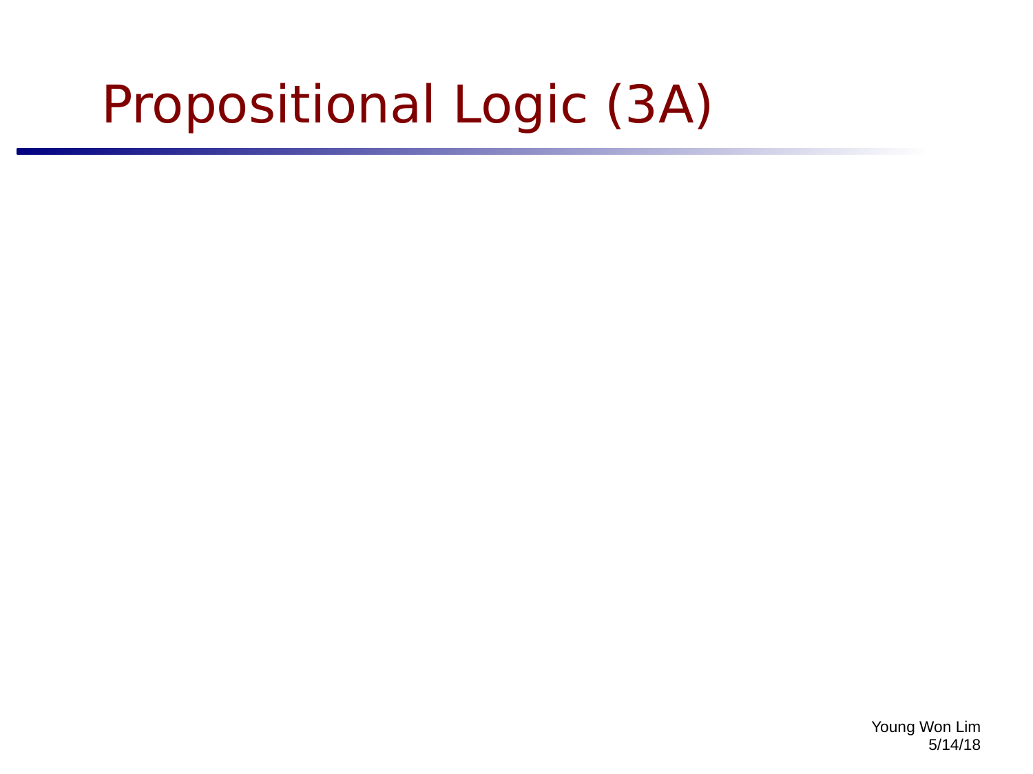# Propositional Logic (3A)

Young Won Lim
5/14/18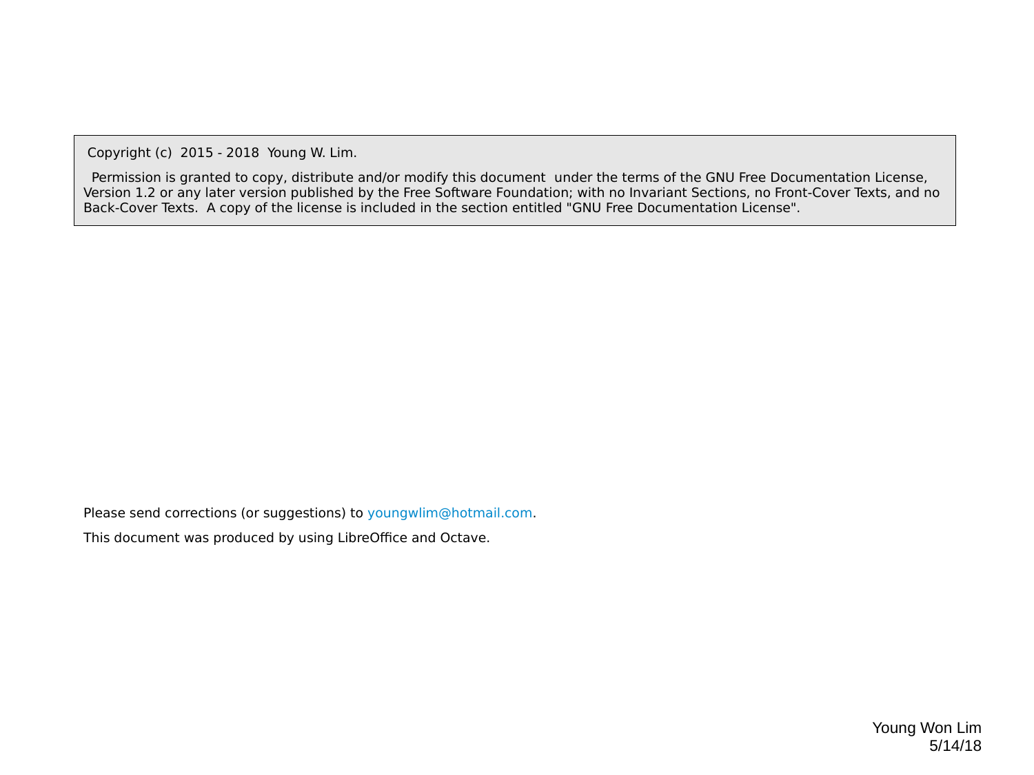Copyright (c) 2015 - 2018 Young W. Lim.

Permission is granted to copy, distribute and/or modify this document under the terms of the GNU Free Documentation License, Version 1.2 or any later version published by the Free Software Foundation; with no Invariant Sections, no Front-Cover Texts, and no Back-Cover Texts. A copy of the license is included in the section entitled "GNU Free Documentation License".

Please send corrections (or suggestions) to youngwlim@hotmail.com.

This document was produced by using LibreOffice and Octave.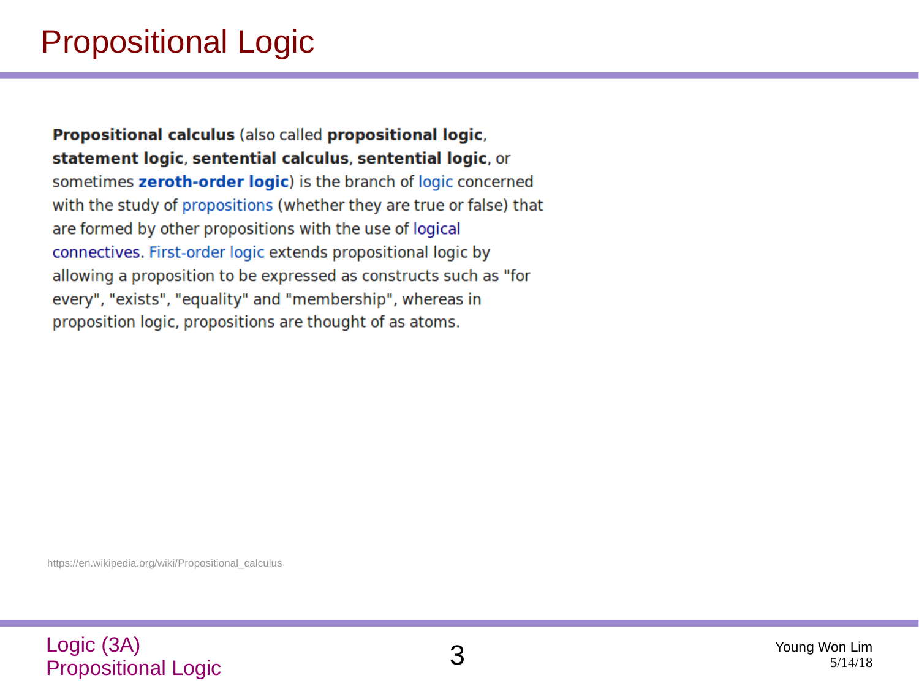# Propositional Logic

**Propositional calculus** (also called **propositional logic**, **statement logic**, **sentential calculus**, **sentential logic**, or sometimes **zeroth-order logic**) is the branch of logic concerned with the study of propositions (whether they are true or false) that are formed by other propositions with the use of logical connectives. First-order logic extends propositional logic by allowing a proposition to be expressed as constructs such as "for every", "exists", "equality" and "membership", whereas in proposition logic, propositions are thought of as atoms.

https://en.wikipedia.org/wiki/Propositional_calculus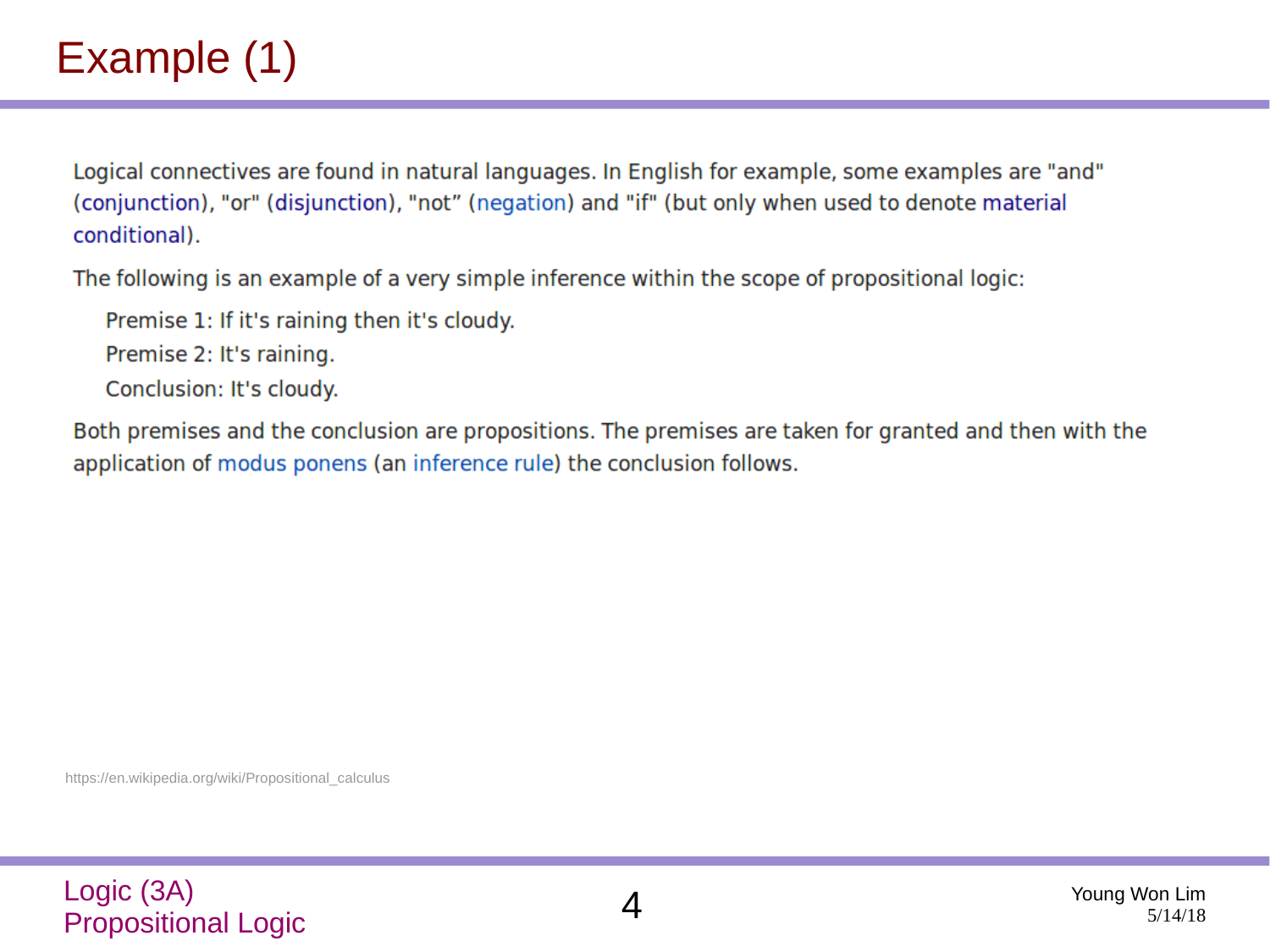# Example (1)

Logical connectives are found in natural languages. In English for example, some examples are "and" (conjunction), "or" (disjunction), "not” (negation) and "if" (but only when used to denote material conditional).

The following is an example of a very simple inference within the scope of propositional logic:

Premise 1: If it's raining then it's cloudy.

Premise 2: It's raining.

Conclusion: It's cloudy.

Both premises and the conclusion are propositions. The premises are taken for granted and then with the application of modus ponens (an inference rule) the conclusion follows.

https://en.wikipedia.org/wiki/Propositional_calculus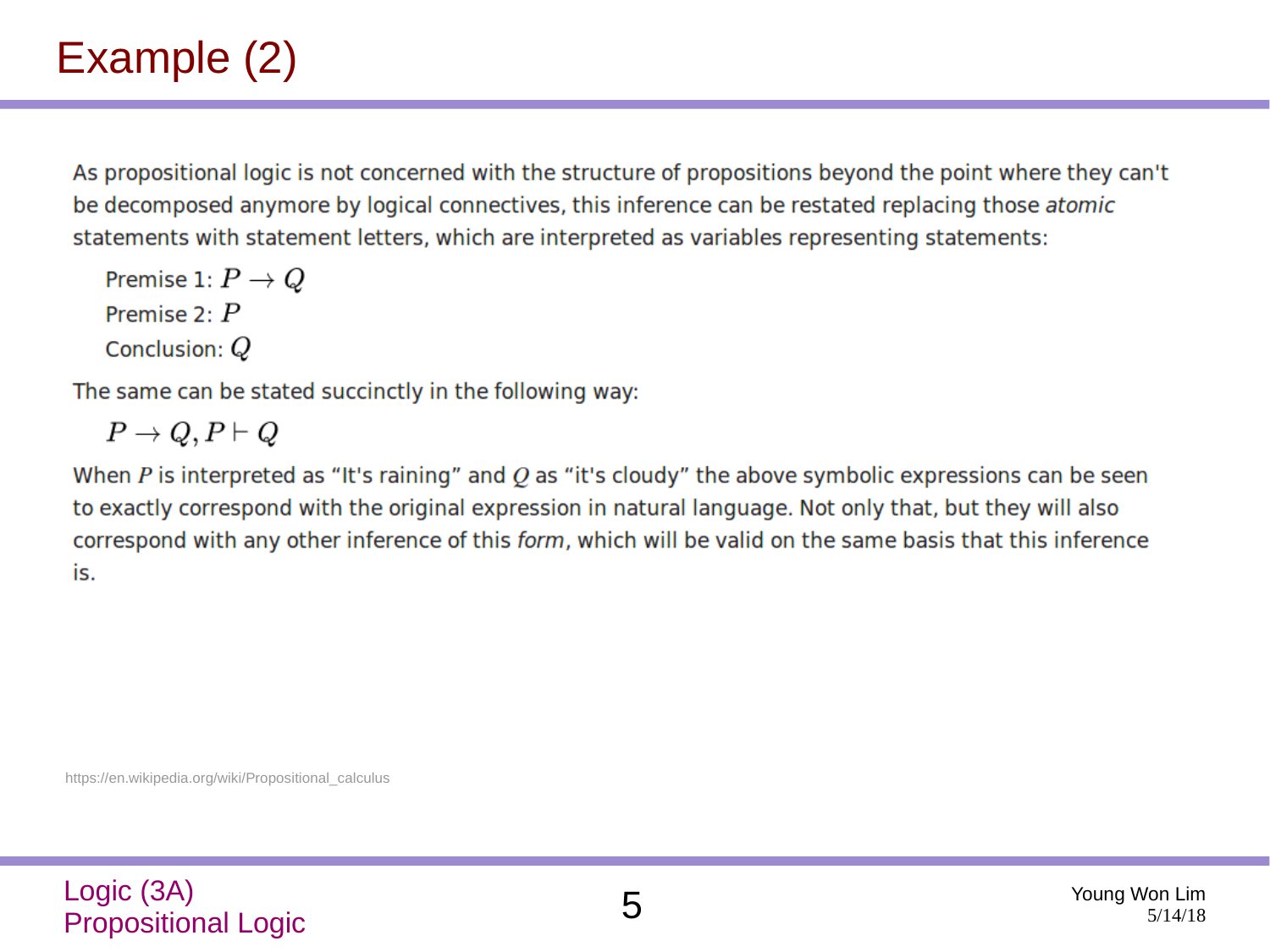# Example (2)

As propositional logic is not concerned with the structure of propositions beyond the point where they can't be decomposed anymore by logical connectives, this inference can be restated replacing those *atomic* statements with statement letters, which are interpreted as variables representing statements:

Premise 1: $P \to Q$
Premise 2: $P$
Conclusion: $Q$

The same can be stated succinctly in the following way:

$$P \to Q, P \vdash Q$$

When $P$ is interpreted as "It's raining" and $Q$ as "it's cloudy" the above symbolic expressions can be seen to exactly correspond with the original expression in natural language. Not only that, but they will also correspond with any other inference of this *form*, which will be valid on the same basis that this inference is.

https://en.wikipedia.org/wiki/Propositional_calculus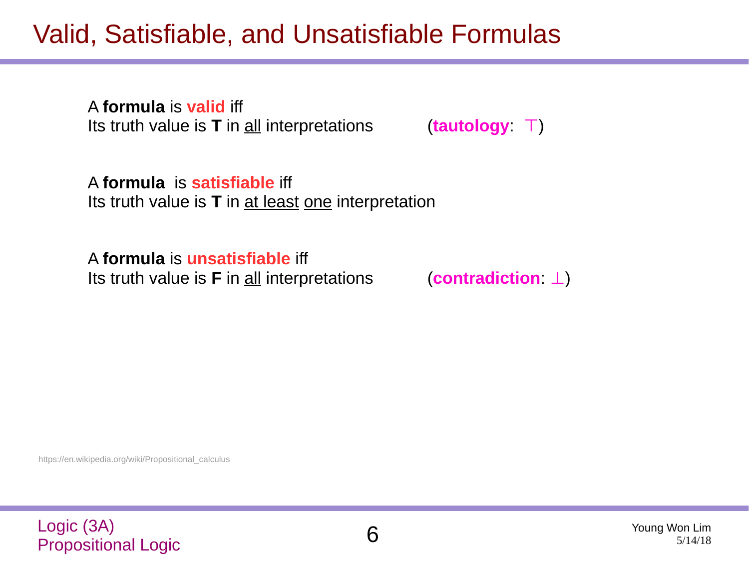# Valid, Satisfiable, and Unsatisfiable Formulas

A **formula** is **valid** iff
Its truth value is **T** in all interpretations (**tautology**: $\top$)

A **formula** is **satisfiable** iff
Its truth value is **T** in at least one interpretation

A **formula** is **unsatisfiable** iff
Its truth value is **F** in all interpretations (**contradiction**: $\bot$)

https://en.wikipedia.org/wiki/Propositional_calculus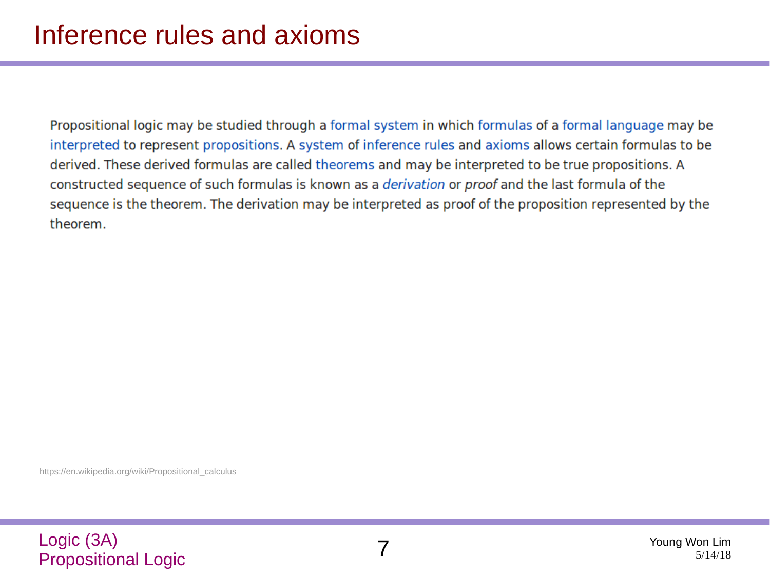# Inference rules and axioms

Propositional logic may be studied through a formal system in which formulas of a formal language may be interpreted to represent propositions. A system of inference rules and axioms allows certain formulas to be derived. These derived formulas are called theorems and may be interpreted to be true propositions. A constructed sequence of such formulas is known as a *derivation* or *proof* and the last formula of the sequence is the theorem. The derivation may be interpreted as proof of the proposition represented by the theorem.

https://en.wikipedia.org/wiki/Propositional_calculus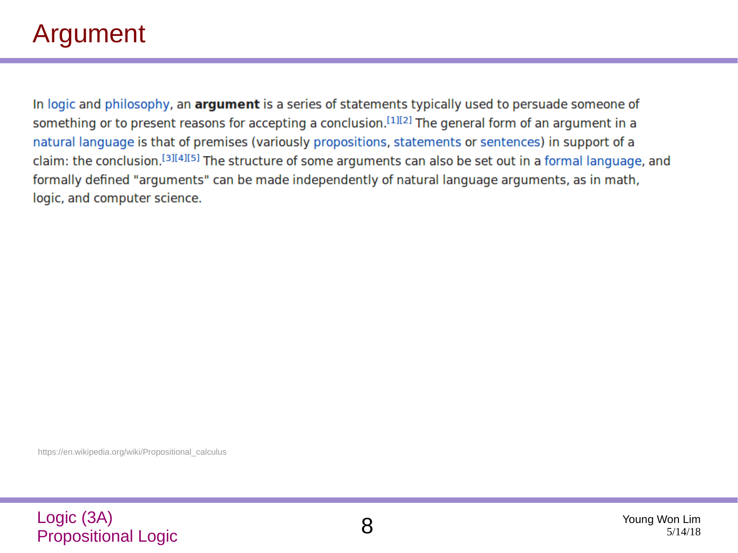# Argument

In logic and philosophy, an **argument** is a series of statements typically used to persuade someone of something or to present reasons for accepting a conclusion.[1][2] The general form of an argument in a natural language is that of premises (variously propositions, statements or sentences) in support of a claim: the conclusion.[3][4][5] The structure of some arguments can also be set out in a formal language, and formally defined "arguments" can be made independently of natural language arguments, as in math, logic, and computer science.

https://en.wikipedia.org/wiki/Propositional_calculus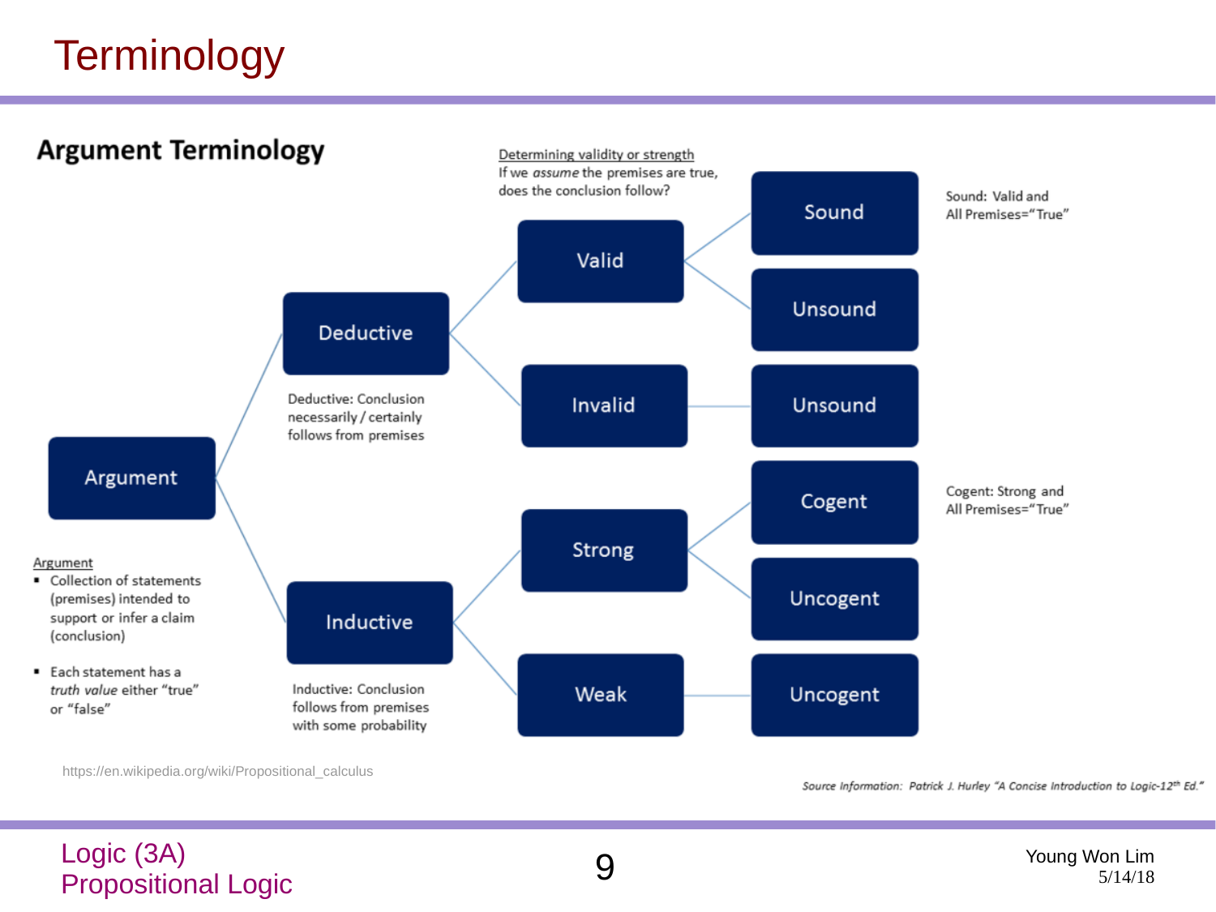# Terminology

## Argument Terminology

**Determining validity or strength**
If we *assume* the premises are true, does the conclusion follow?

- Argument
  - Deductive
    - Valid
      - Sound
      - Unsound
    - Invalid
      - Unsound
  - Inductive
    - Strong
      - Cogent
      - Uncogent
    - Weak
      - Uncogent

Sound: Valid and All Premises="True"

Cogent: Strong and All Premises="True"

Deductive: Conclusion necessarily / certainly follows from premises

Inductive: Conclusion follows from premises with some probability

**Argument**

- Collection of statements (premises) intended to support or infer a claim (conclusion)
- Each statement has a *truth value* either "true" or "false"

https://en.wikipedia.org/wiki/Propositional_calculus

*Source Information: Patrick J. Hurley "A Concise Introduction to Logic-12th Ed."*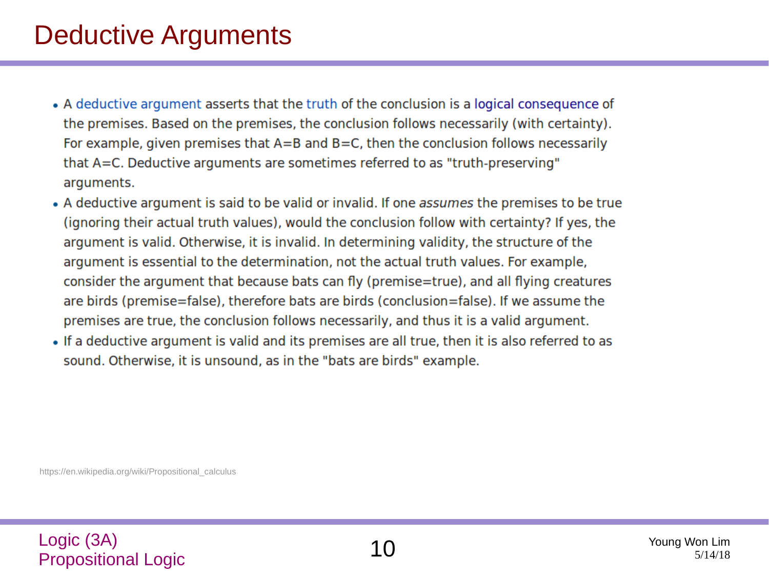# Deductive Arguments

- A deductive argument asserts that the truth of the conclusion is a logical consequence of the premises. Based on the premises, the conclusion follows necessarily (with certainty). For example, given premises that A=B and B=C, then the conclusion follows necessarily that A=C. Deductive arguments are sometimes referred to as "truth-preserving" arguments.
- A deductive argument is said to be valid or invalid. If one *assumes* the premises to be true (ignoring their actual truth values), would the conclusion follow with certainty? If yes, the argument is valid. Otherwise, it is invalid. In determining validity, the structure of the argument is essential to the determination, not the actual truth values. For example, consider the argument that because bats can fly (premise=true), and all flying creatures are birds (premise=false), therefore bats are birds (conclusion=false). If we assume the premises are true, the conclusion follows necessarily, and thus it is a valid argument.
- If a deductive argument is valid and its premises are all true, then it is also referred to as sound. Otherwise, it is unsound, as in the "bats are birds" example.

https://en.wikipedia.org/wiki/Propositional_calculus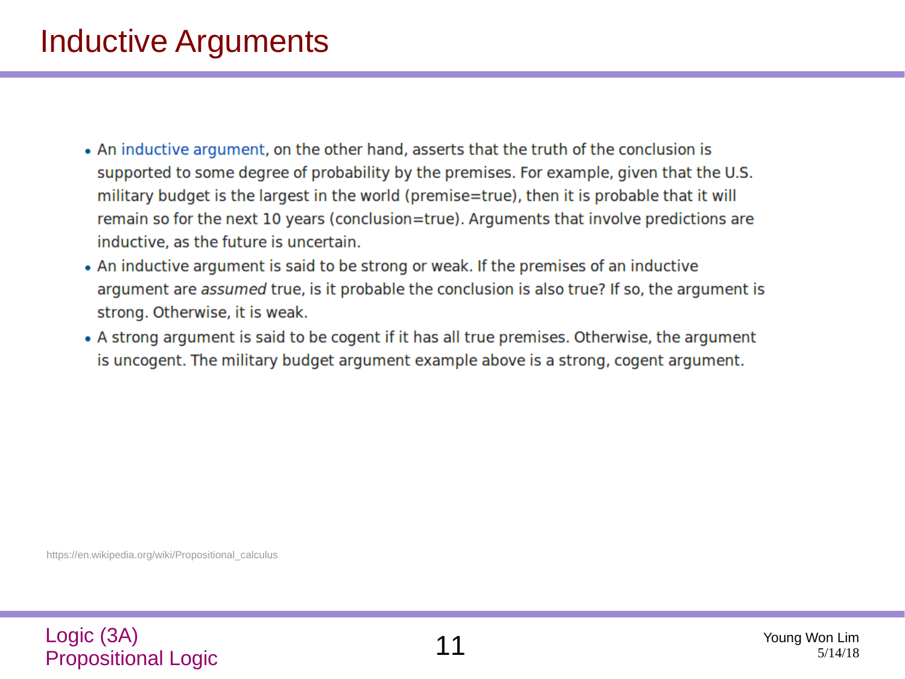# Inductive Arguments

- An inductive argument, on the other hand, asserts that the truth of the conclusion is supported to some degree of probability by the premises. For example, given that the U.S. military budget is the largest in the world (premise=true), then it is probable that it will remain so for the next 10 years (conclusion=true). Arguments that involve predictions are inductive, as the future is uncertain.
- An inductive argument is said to be strong or weak. If the premises of an inductive argument are *assumed* true, is it probable the conclusion is also true? If so, the argument is strong. Otherwise, it is weak.
- A strong argument is said to be cogent if it has all true premises. Otherwise, the argument is uncogent. The military budget argument example above is a strong, cogent argument.

https://en.wikipedia.org/wiki/Propositional_calculus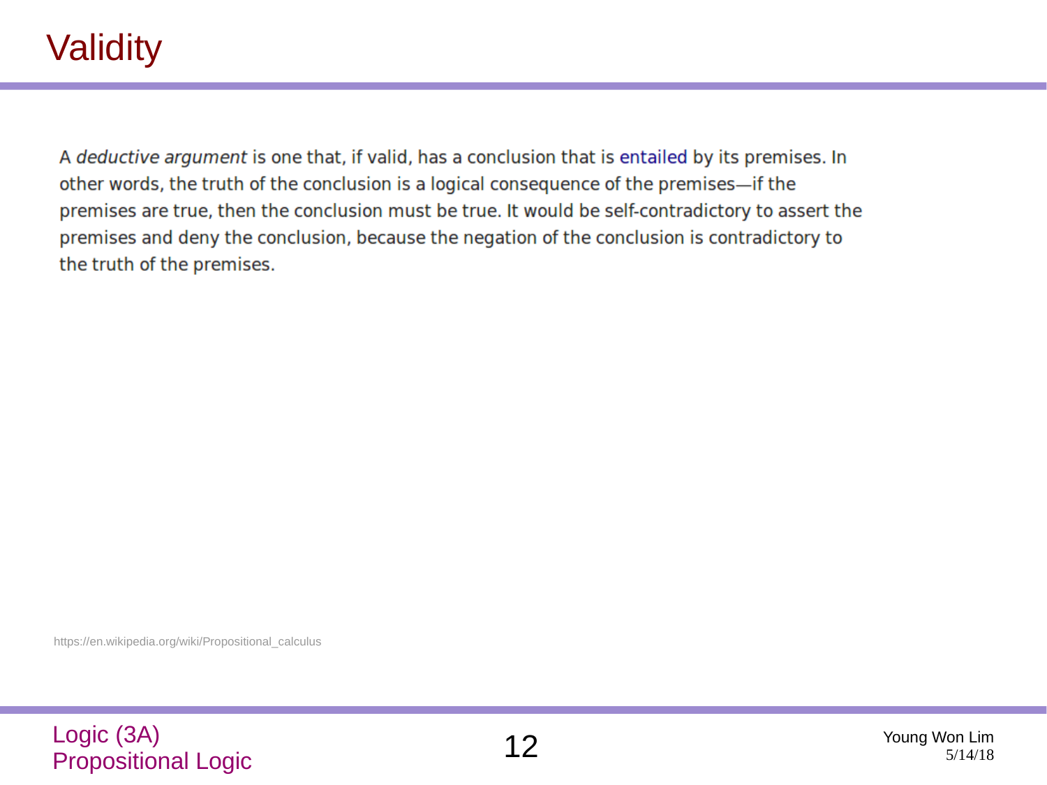# Validity

A *deductive argument* is one that, if valid, has a conclusion that is entailed by its premises. In other words, the truth of the conclusion is a logical consequence of the premises—if the premises are true, then the conclusion must be true. It would be self-contradictory to assert the premises and deny the conclusion, because the negation of the conclusion is contradictory to the truth of the premises.

https://en.wikipedia.org/wiki/Propositional_calculus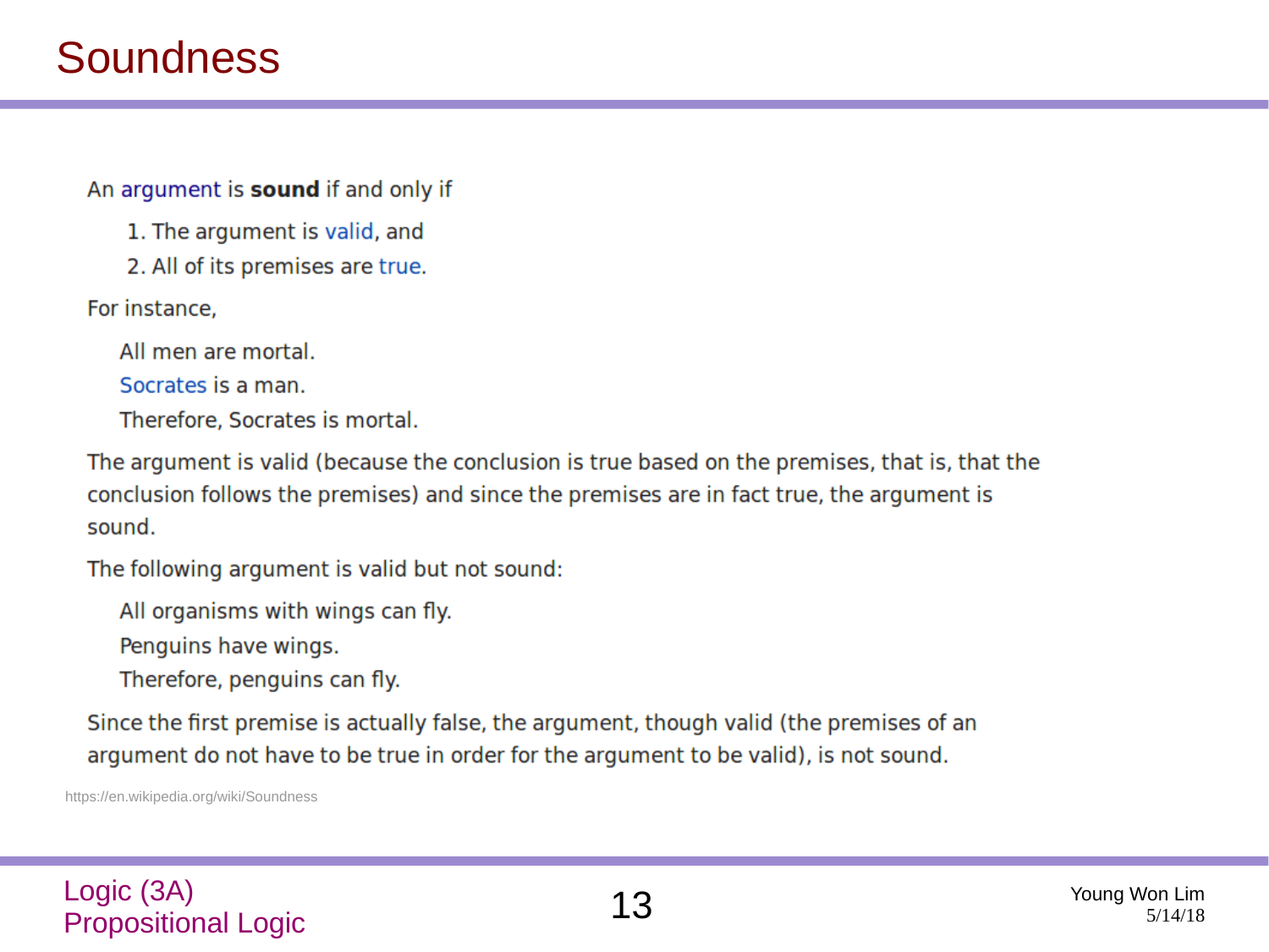# Soundness

An argument is **sound** if and only if

1. The argument is valid, and
2. All of its premises are true.

For instance,

All men are mortal.

Socrates is a man.

Therefore, Socrates is mortal.

The argument is valid (because the conclusion is true based on the premises, that is, that the conclusion follows the premises) and since the premises are in fact true, the argument is sound.

The following argument is valid but not sound:

All organisms with wings can fly.

Penguins have wings.

Therefore, penguins can fly.

Since the first premise is actually false, the argument, though valid (the premises of an argument do not have to be true in order for the argument to be valid), is not sound.

https://en.wikipedia.org/wiki/Soundness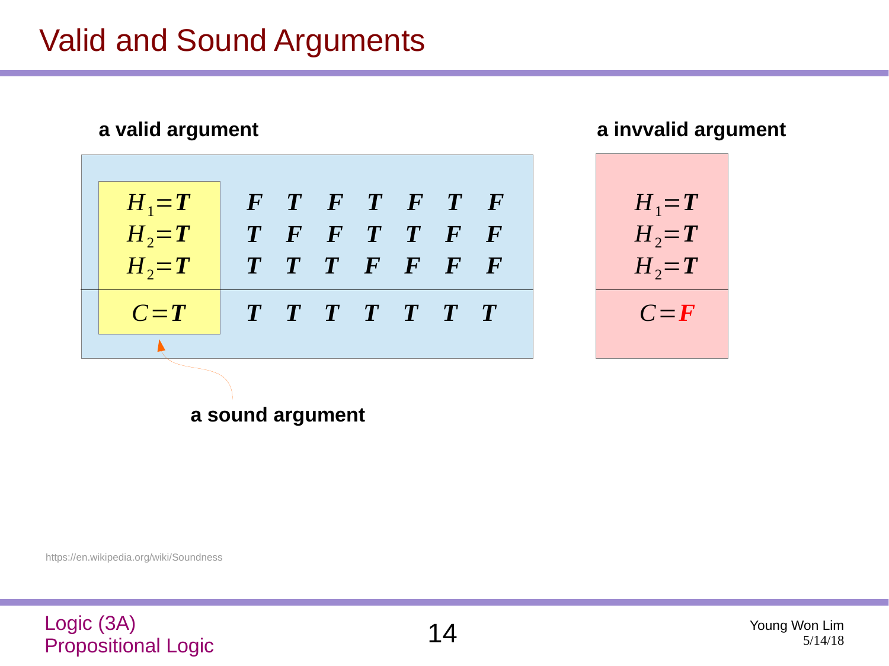# Valid and Sound Arguments

**a valid argument**

| | | | | | | | |
|---|---|---|---|---|---|---|---|
| $H_1 = \boldsymbol{T}$ | $\boldsymbol{F}$ | $\boldsymbol{T}$ | $\boldsymbol{F}$ | $\boldsymbol{T}$ | $\boldsymbol{F}$ | $\boldsymbol{T}$ | $\boldsymbol{F}$ |
| $H_2 = \boldsymbol{T}$ | $\boldsymbol{T}$ | $\boldsymbol{F}$ | $\boldsymbol{F}$ | $\boldsymbol{T}$ | $\boldsymbol{T}$ | $\boldsymbol{F}$ | $\boldsymbol{F}$ |
| $H_2 = \boldsymbol{T}$ | $\boldsymbol{T}$ | $\boldsymbol{T}$ | $\boldsymbol{T}$ | $\boldsymbol{F}$ | $\boldsymbol{F}$ | $\boldsymbol{F}$ | $\boldsymbol{F}$ |
| $C = \boldsymbol{T}$ | $\boldsymbol{T}$ | $\boldsymbol{T}$ | $\boldsymbol{T}$ | $\boldsymbol{T}$ | $\boldsymbol{T}$ | $\boldsymbol{T}$ | $\boldsymbol{T}$ |

**a sound argument**

**a invvalid argument**

| |
|---|
| $H_1 = \boldsymbol{T}$ |
| $H_2 = \boldsymbol{T}$ |
| $H_2 = \boldsymbol{T}$ |
| $C = \boldsymbol{F}$ |

https://en.wikipedia.org/wiki/Soundness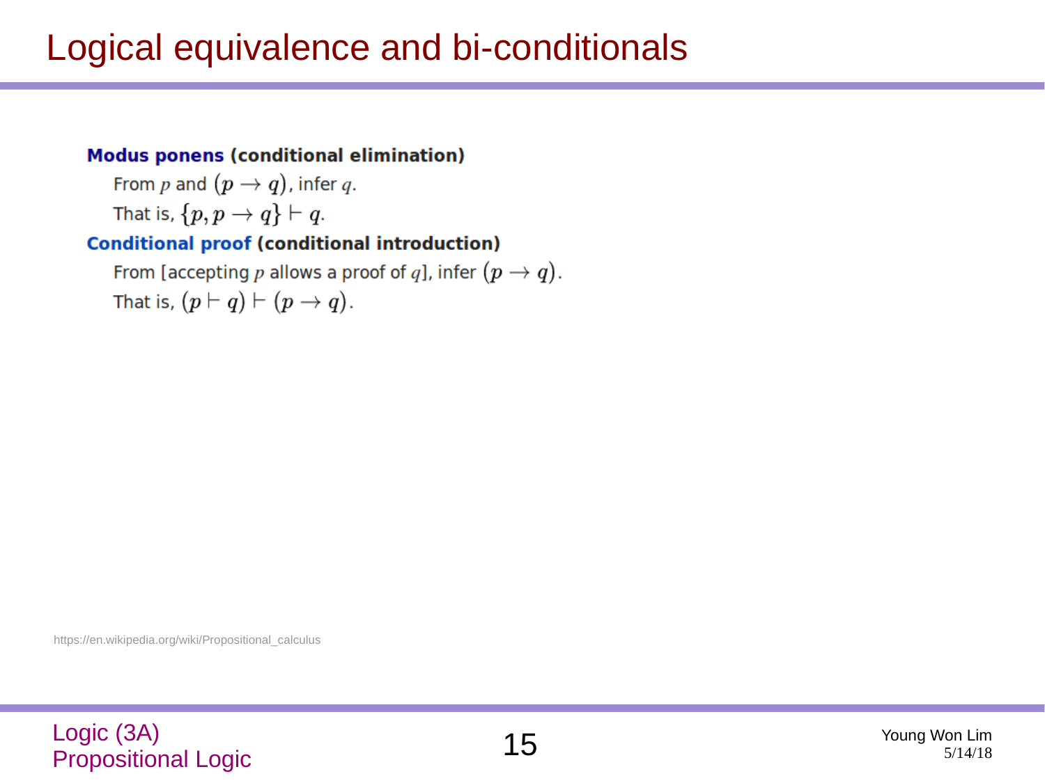# Logical equivalence and bi-conditionals

**Modus ponens (conditional elimination)**

From $p$ and $(p \to q)$, infer $q$.

That is, $\{p, p \to q\} \vdash q$.

**Conditional proof (conditional introduction)**

From [accepting $p$ allows a proof of $q$], infer $(p \to q)$.

That is, $(p \vdash q) \vdash (p \to q)$.

https://en.wikipedia.org/wiki/Propositional_calculus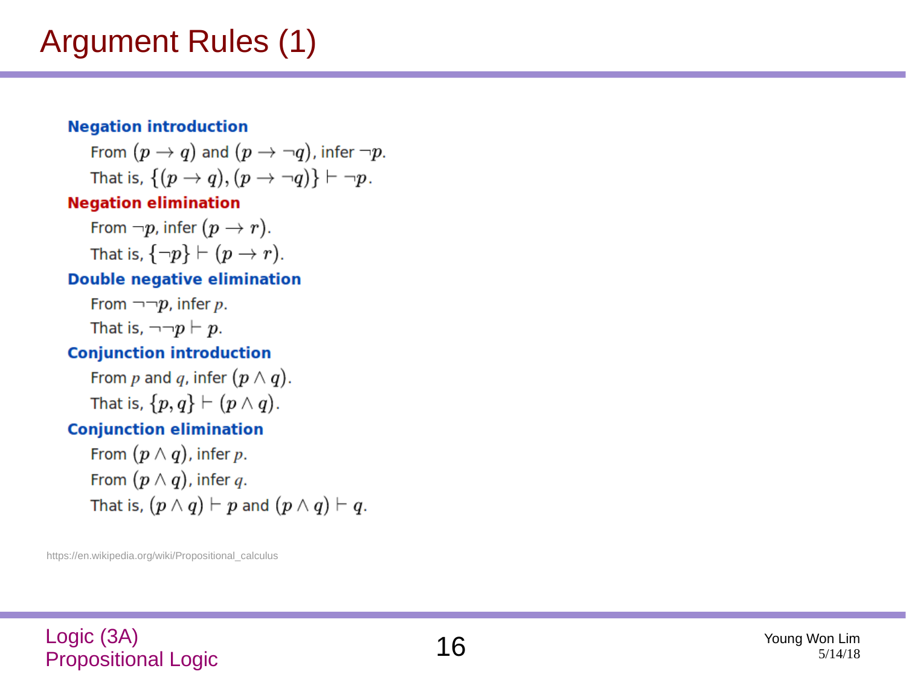# Argument Rules (1)

**Negation introduction**

From $(p \to q)$ and $(p \to \neg q)$, infer $\neg p$.

That is, $\{(p \to q), (p \to \neg q)\} \vdash \neg p$.

**Negation elimination**

From $\neg p$, infer $(p \to r)$.

That is, $\{\neg p\} \vdash (p \to r)$.

**Double negative elimination**

From $\neg\neg p$, infer $p$.

That is, $\neg\neg p \vdash p$.

**Conjunction introduction**

From $p$ and $q$, infer $(p \wedge q)$.

That is, $\{p, q\} \vdash (p \wedge q)$.

**Conjunction elimination**

From $(p \wedge q)$, infer $p$.

From $(p \wedge q)$, infer $q$.

That is, $(p \wedge q) \vdash p$ and $(p \wedge q) \vdash q$.

https://en.wikipedia.org/wiki/Propositional_calculus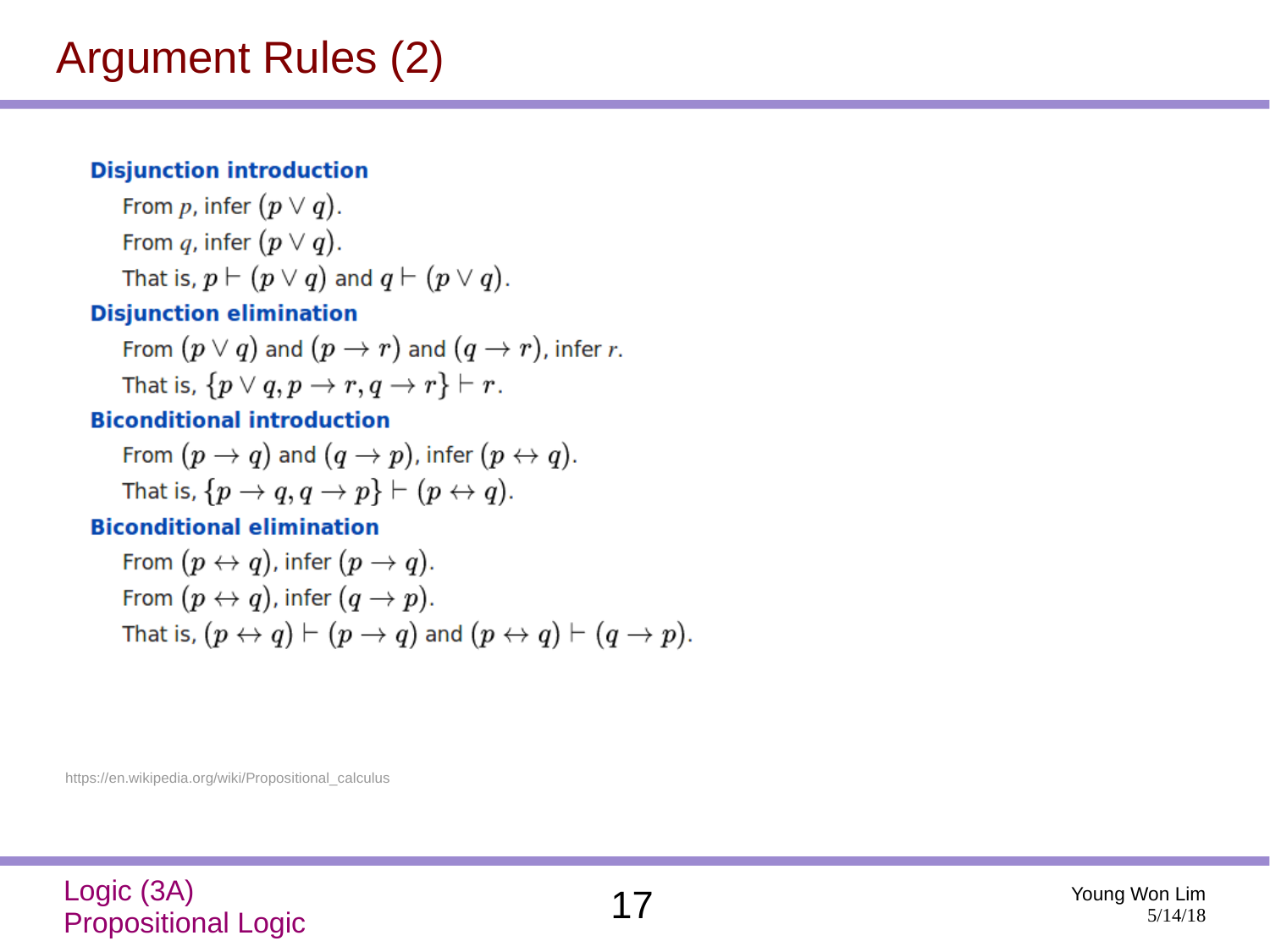# Argument Rules (2)

**Disjunction introduction**

From $p$, infer $(p \lor q)$.

From $q$, infer $(p \lor q)$.

That is, $p \vdash (p \lor q)$ and $q \vdash (p \lor q)$.

**Disjunction elimination**

From $(p \lor q)$ and $(p \to r)$ and $(q \to r)$, infer $r$.

That is, $\{p \lor q, p \to r, q \to r\} \vdash r$.

**Biconditional introduction**

From $(p \to q)$ and $(q \to p)$, infer $(p \leftrightarrow q)$.

That is, $\{p \to q, q \to p\} \vdash (p \leftrightarrow q)$.

**Biconditional elimination**

From $(p \leftrightarrow q)$, infer $(p \to q)$.

From $(p \leftrightarrow q)$, infer $(q \to p)$.

That is, $(p \leftrightarrow q) \vdash (p \to q)$ and $(p \leftrightarrow q) \vdash (q \to p)$.

https://en.wikipedia.org/wiki/Propositional_calculus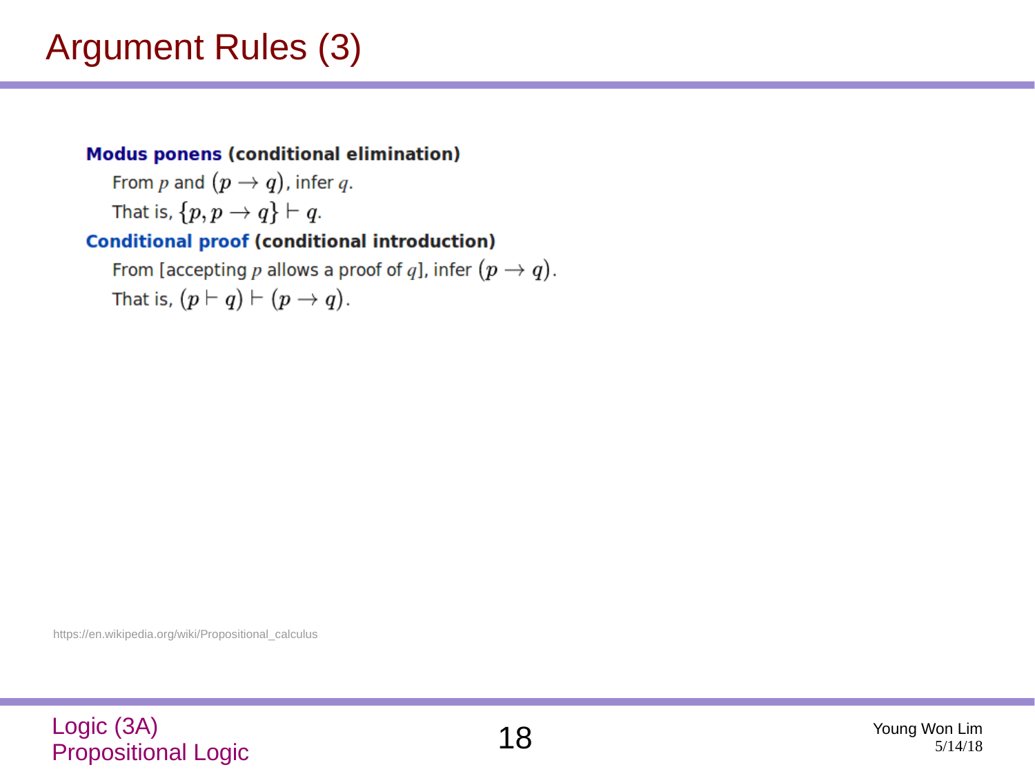# Argument Rules (3)

**Modus ponens (conditional elimination)**

From $p$ and $(p \to q)$, infer $q$.

That is, $\{p, p \to q\} \vdash q$.

**Conditional proof (conditional introduction)**

From [accepting $p$ allows a proof of $q$], infer $(p \to q)$.

That is, $(p \vdash q) \vdash (p \to q)$.

https://en.wikipedia.org/wiki/Propositional_calculus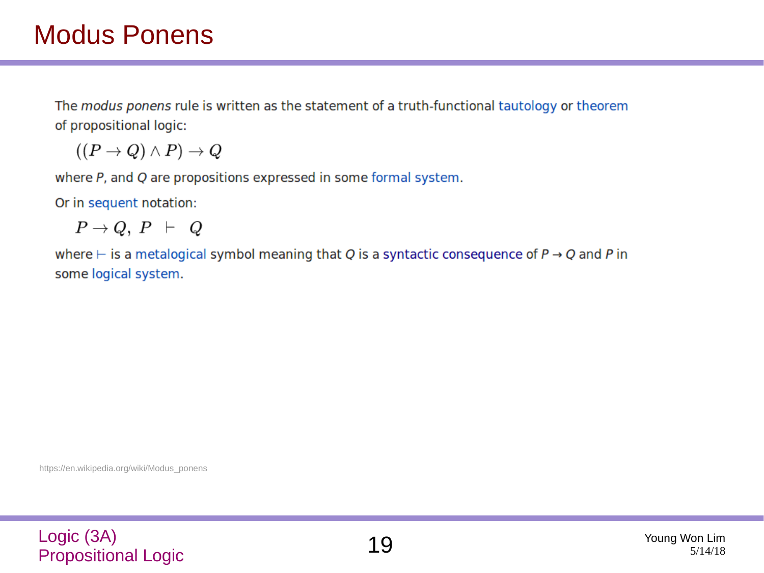# Modus Ponens

The *modus ponens* rule is written as the statement of a truth-functional tautology or theorem of propositional logic:

$$((P \to Q) \land P) \to Q$$

where $P$, and $Q$ are propositions expressed in some formal system.

Or in sequent notation:

$$P \to Q,\ P\ \vdash\ Q$$

where $\vdash$ is a metalogical symbol meaning that $Q$ is a syntactic consequence of $P \to Q$ and $P$ in some logical system.

https://en.wikipedia.org/wiki/Modus_ponens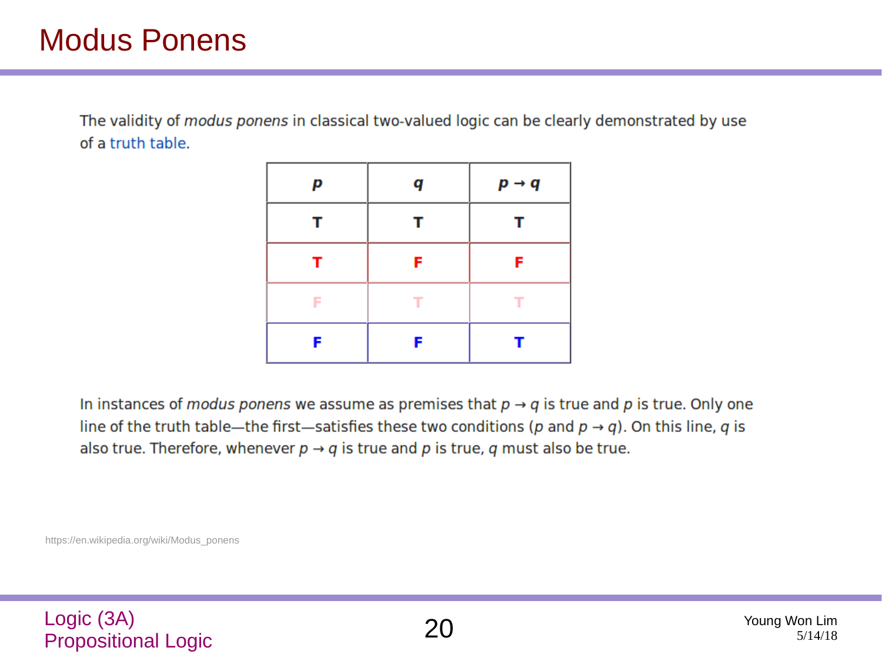# Modus Ponens

The validity of *modus ponens* in classical two-valued logic can be clearly demonstrated by use of a truth table.

| $p$ | $q$ | $p \to q$ |
|---|---|---|
| T | T | T |
| T | F | F |
| F | T | T |
| F | F | T |

In instances of *modus ponens* we assume as premises that $p \to q$ is true and $p$ is true. Only one line of the truth table—the first—satisfies these two conditions ($p$ and $p \to q$). On this line, $q$ is also true. Therefore, whenever $p \to q$ is true and $p$ is true, $q$ must also be true.

https://en.wikipedia.org/wiki/Modus_ponens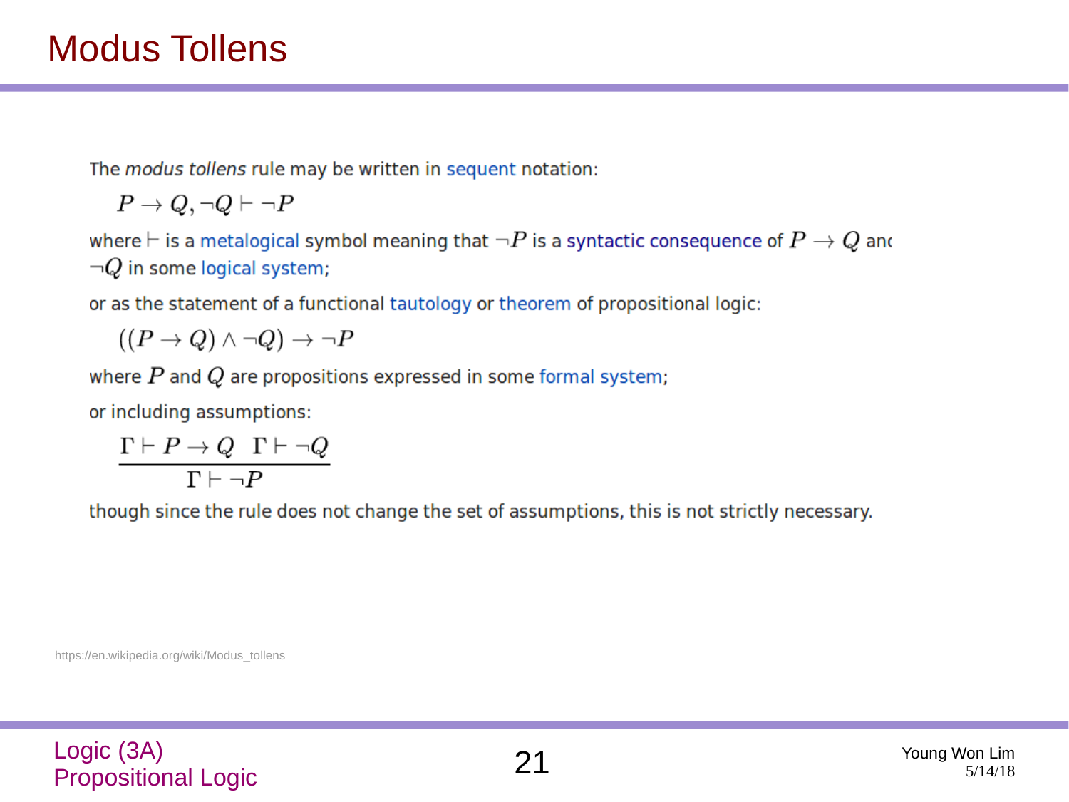# Modus Tollens

The *modus tollens* rule may be written in sequent notation:

$$P \to Q, \neg Q \vdash \neg P$$

where $\vdash$ is a metalogical symbol meaning that $\neg P$ is a syntactic consequence of $P \to Q$ and $\neg Q$ in some logical system;

or as the statement of a functional tautology or theorem of propositional logic:

$$((P \to Q) \land \neg Q) \to \neg P$$

where $P$ and $Q$ are propositions expressed in some formal system;

or including assumptions:

$$\frac{\Gamma \vdash P \to Q \quad \Gamma \vdash \neg Q}{\Gamma \vdash \neg P}$$

though since the rule does not change the set of assumptions, this is not strictly necessary.

https://en.wikipedia.org/wiki/Modus_tollens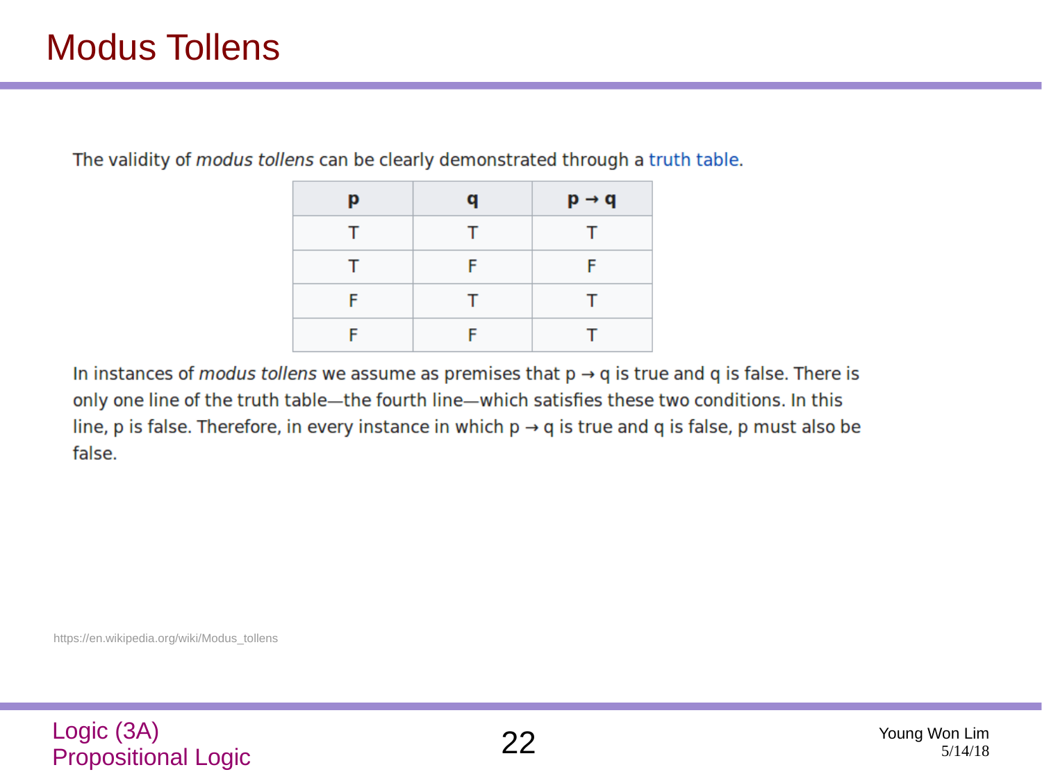# Modus Tollens

The validity of *modus tollens* can be clearly demonstrated through a truth table.

| p | q | p → q |
|---|---|---|
| T | T | T |
| T | F | F |
| F | T | T |
| F | F | T |

In instances of *modus tollens* we assume as premises that p → q is true and q is false. There is only one line of the truth table—the fourth line—which satisfies these two conditions. In this line, p is false. Therefore, in every instance in which p → q is true and q is false, p must also be false.

https://en.wikipedia.org/wiki/Modus_tollens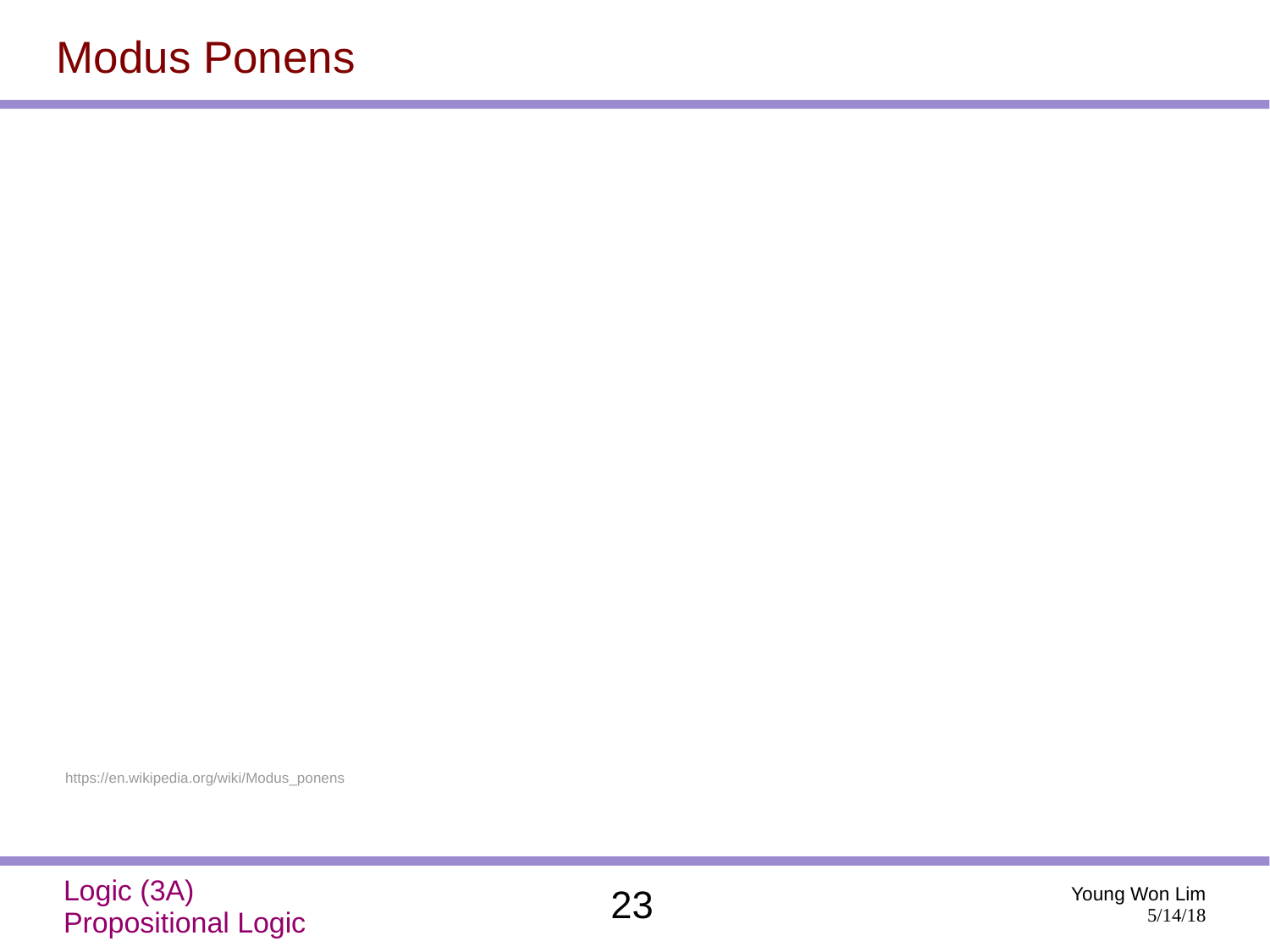# Modus Ponens

https://en.wikipedia.org/wiki/Modus_ponens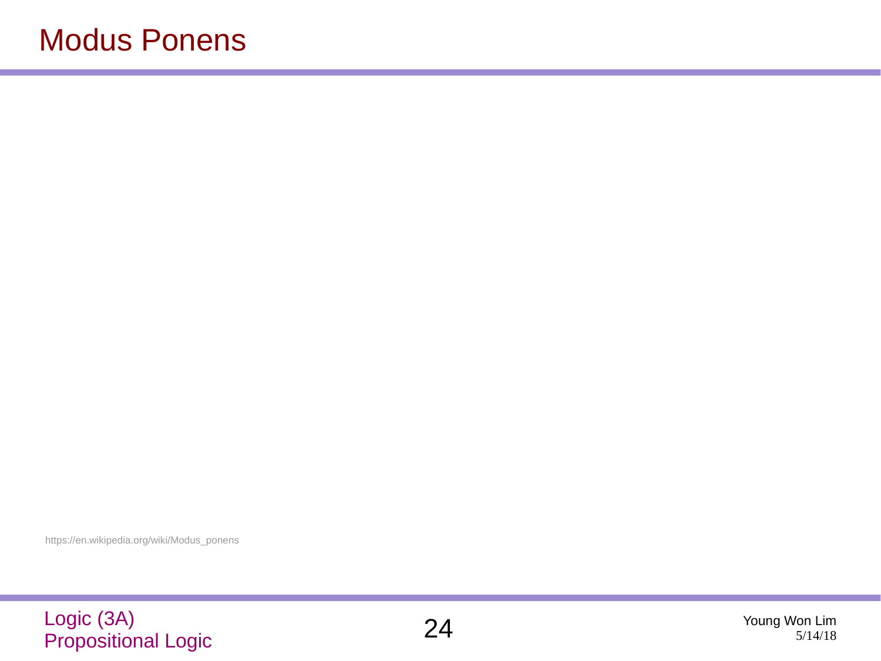# Modus Ponens

https://en.wikipedia.org/wiki/Modus_ponens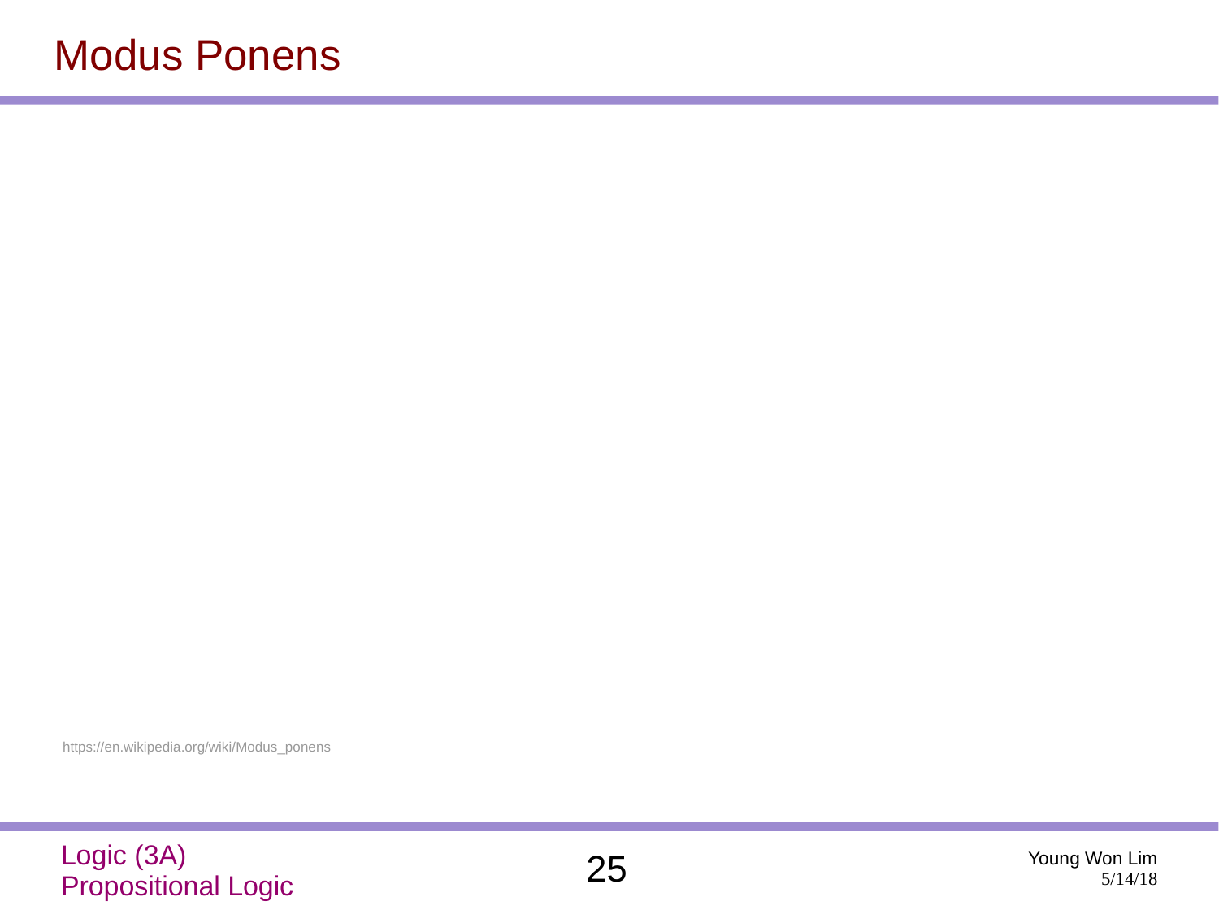# Modus Ponens

https://en.wikipedia.org/wiki/Modus_ponens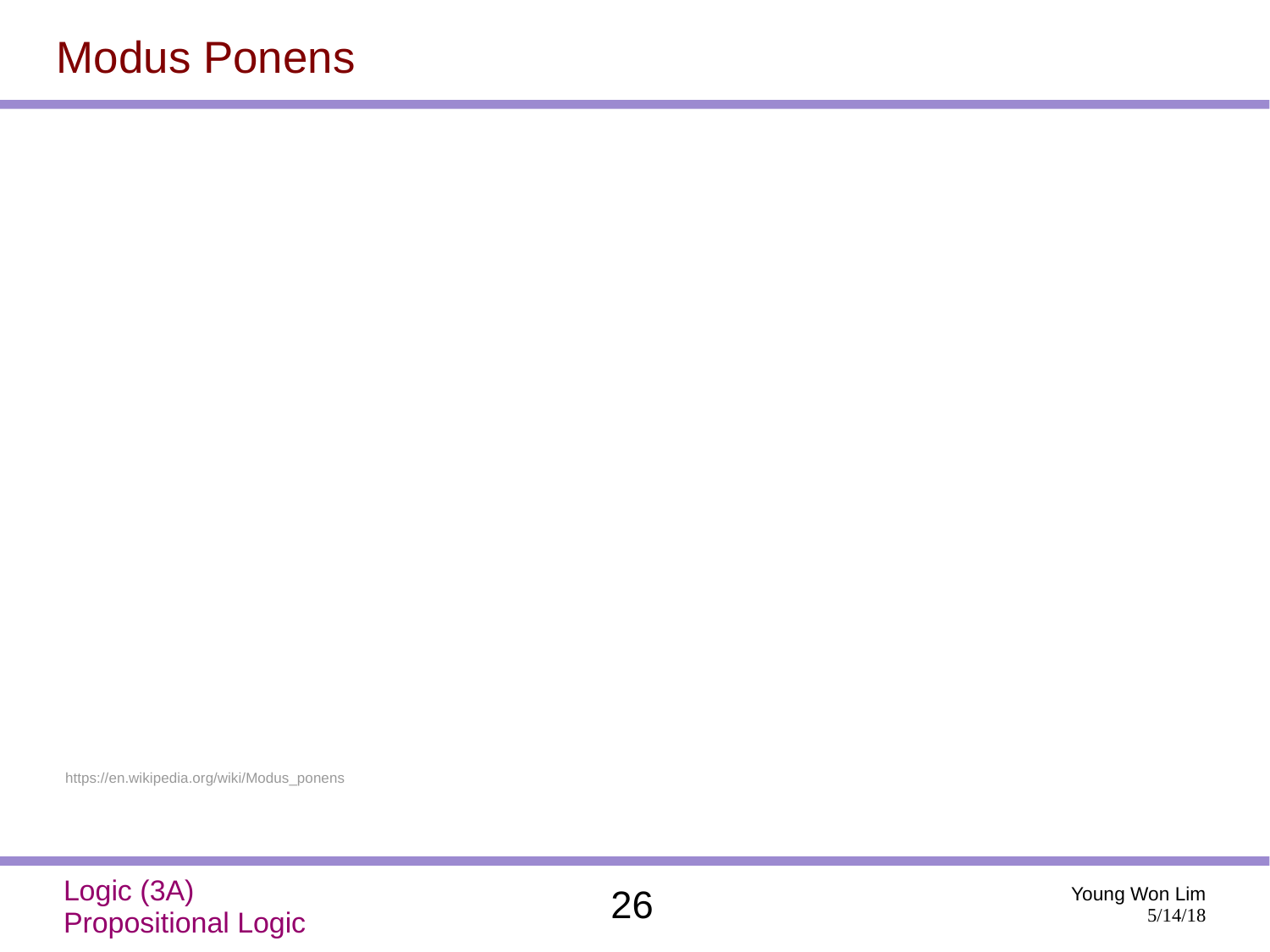# Modus Ponens

https://en.wikipedia.org/wiki/Modus_ponens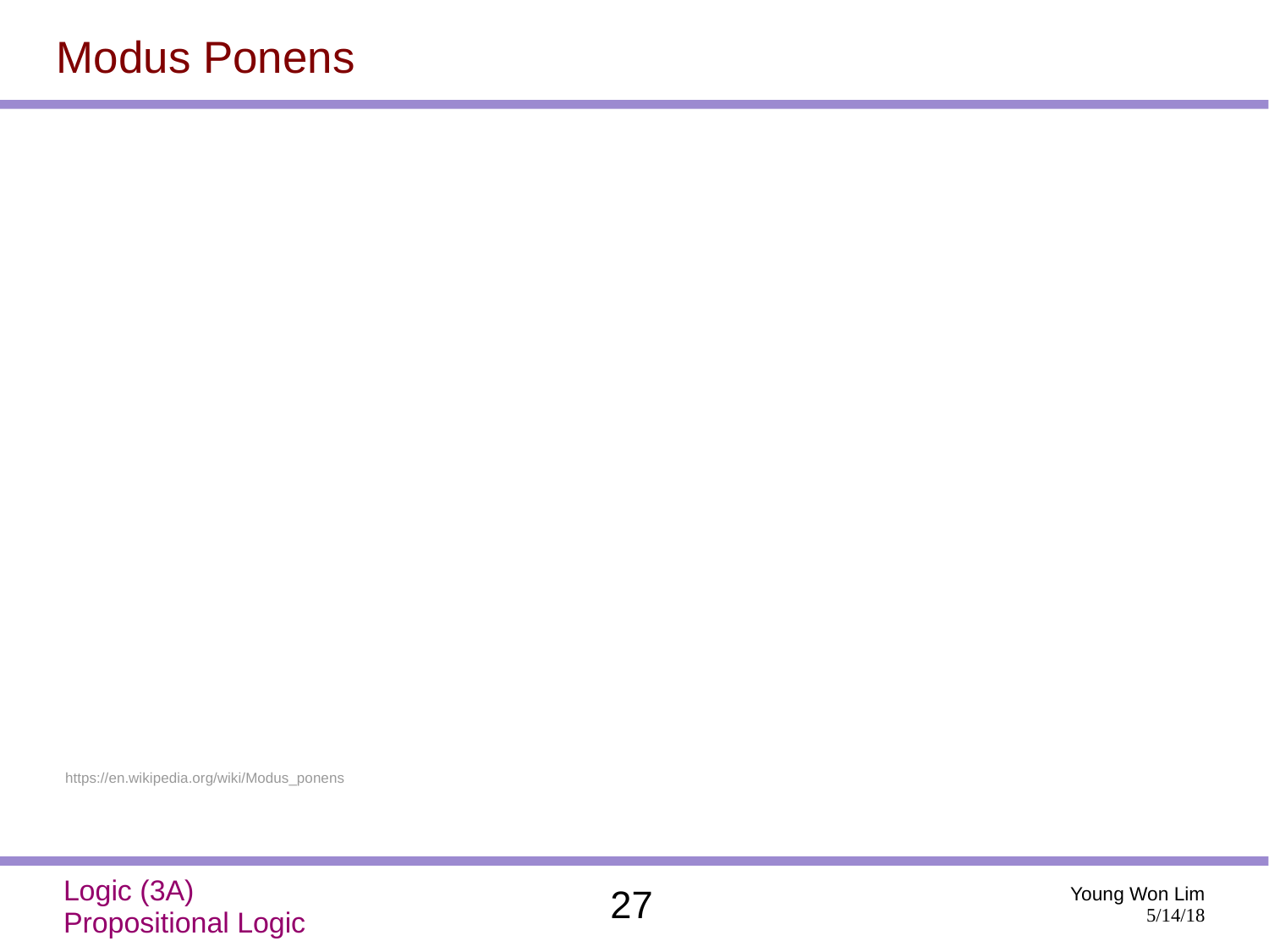# Modus Ponens

https://en.wikipedia.org/wiki/Modus_ponens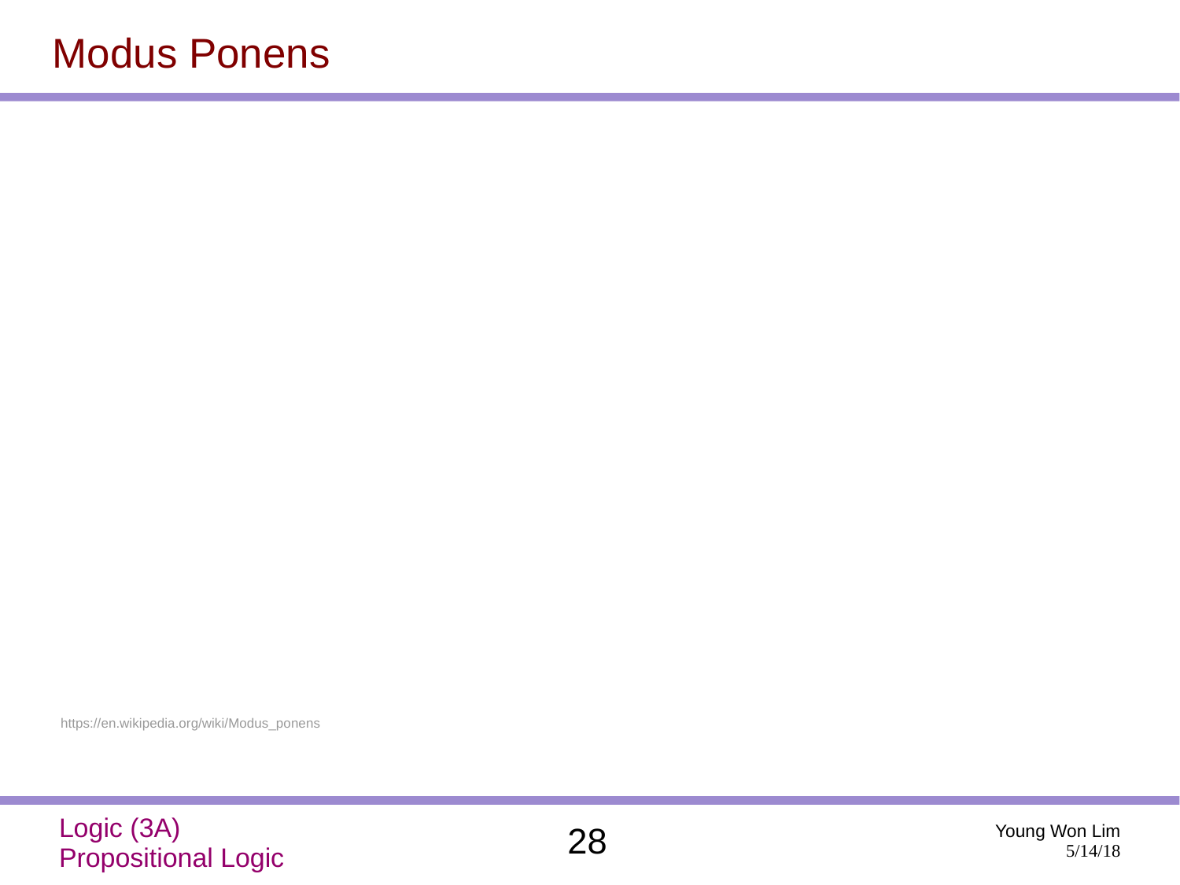# Modus Ponens

https://en.wikipedia.org/wiki/Modus_ponens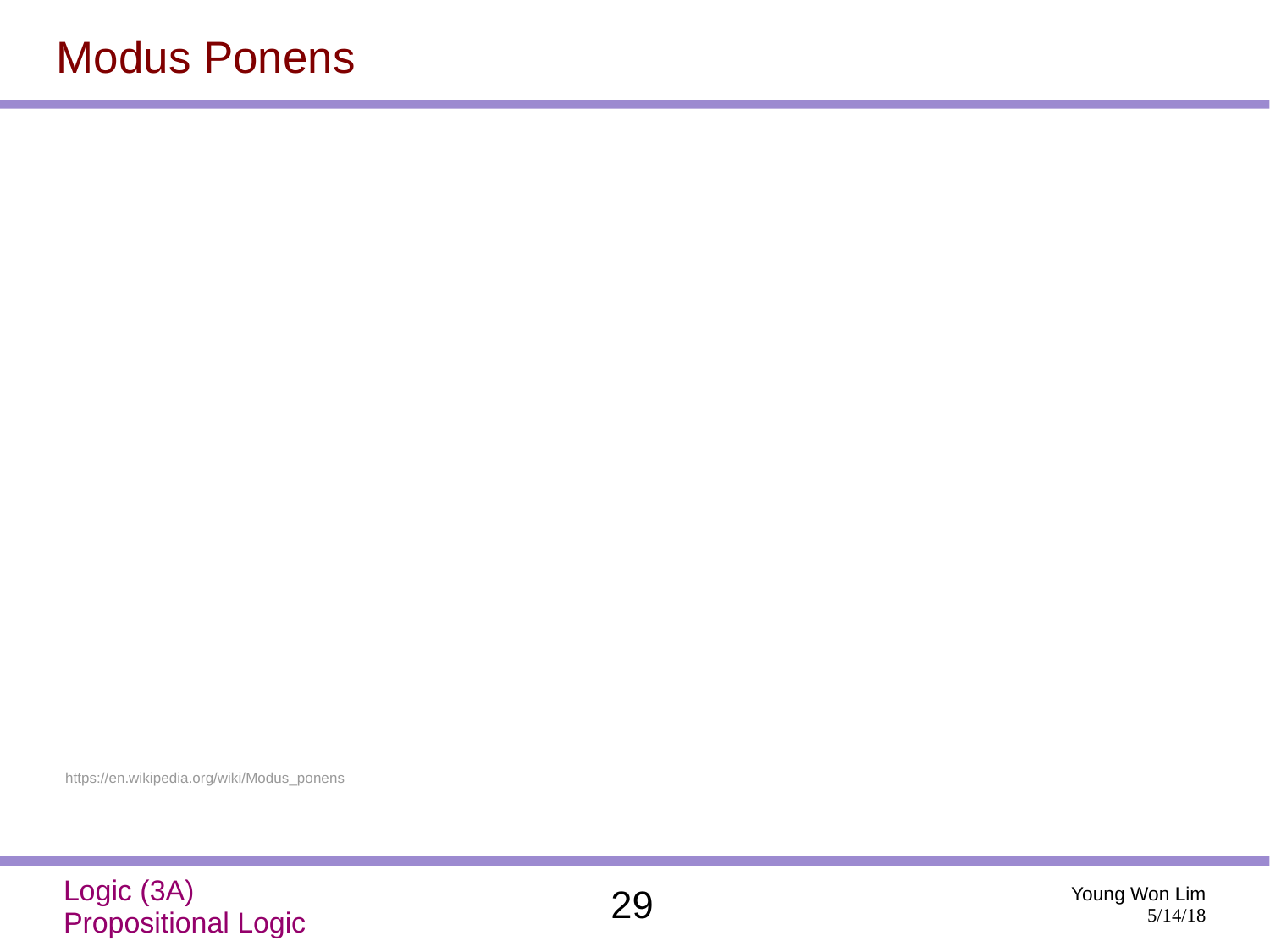# Modus Ponens

https://en.wikipedia.org/wiki/Modus_ponens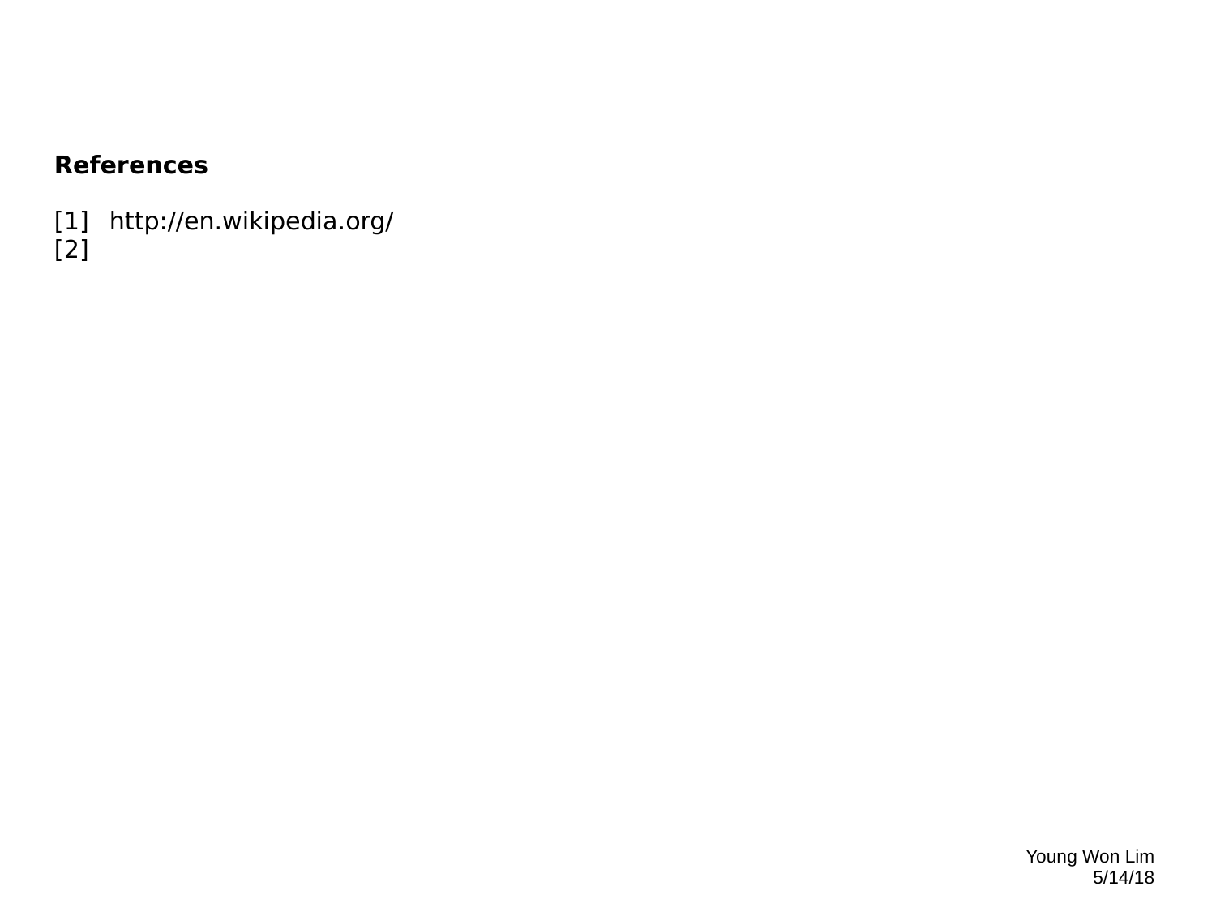## References

[1] http://en.wikipedia.org/
[2]